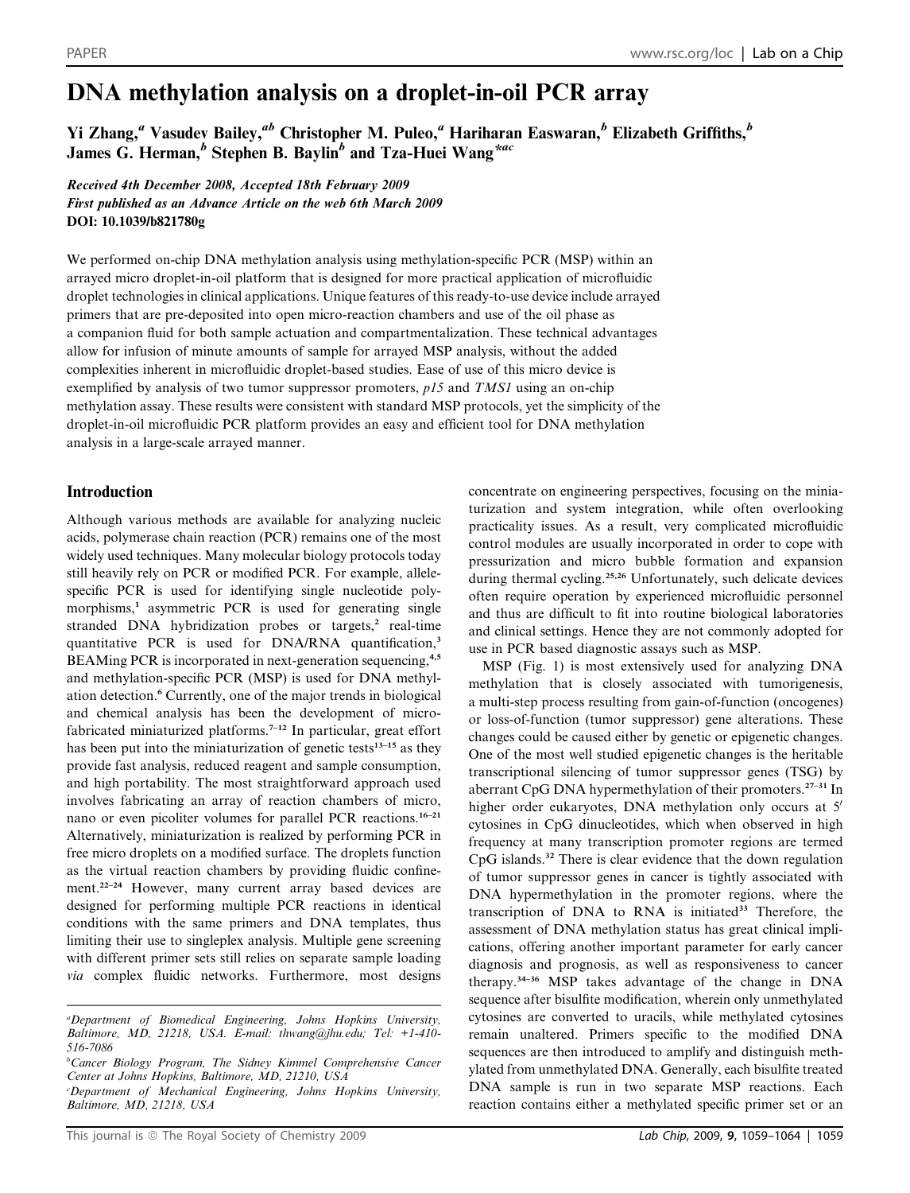# DNA methylation analysis on a droplet-in-oil PCR array

Yi Zhang,[a] Vasudev Bailey,[ab] Christopher M. Puleo,[a] Hariharan Easwaran,[b] Elizabeth Griffiths,[b] James G. Herman,[b] Stephen B. Baylin[b] and Tza-Huei Wang*[ac]

*Received 4th December 2008, Accepted 18th February 2009*
*First published as an Advance Article on the web 6th March 2009*
**DOI: 10.1039/b821780g**

We performed on-chip DNA methylation analysis using methylation-specific PCR (MSP) within an arrayed micro droplet-in-oil platform that is designed for more practical application of microfluidic droplet technologies in clinical applications. Unique features of this ready-to-use device include arrayed primers that are pre-deposited into open micro-reaction chambers and use of the oil phase as a companion fluid for both sample actuation and compartmentalization. These technical advantages allow for infusion of minute amounts of sample for arrayed MSP analysis, without the added complexities inherent in microfluidic droplet-based studies. Ease of use of this micro device is exemplified by analysis of two tumor suppressor promoters, *p15* and *TMS1* using an on-chip methylation assay. These results were consistent with standard MSP protocols, yet the simplicity of the droplet-in-oil microfluidic PCR platform provides an easy and efficient tool for DNA methylation analysis in a large-scale arrayed manner.

## Introduction

Although various methods are available for analyzing nucleic acids, polymerase chain reaction (PCR) remains one of the most widely used techniques. Many molecular biology protocols today still heavily rely on PCR or modified PCR. For example, allele-specific PCR is used for identifying single nucleotide polymorphisms,[1] asymmetric PCR is used for generating single stranded DNA hybridization probes or targets,[2] real-time quantitative PCR is used for DNA/RNA quantification,[3] BEAMing PCR is incorporated in next-generation sequencing,[4,5] and methylation-specific PCR (MSP) is used for DNA methylation detection.[6] Currently, one of the major trends in biological and chemical analysis has been the development of microfabricated miniaturized platforms.[7–12] In particular, great effort has been put into the miniaturization of genetic tests[13–15] as they provide fast analysis, reduced reagent and sample consumption, and high portability. The most straightforward approach used involves fabricating an array of reaction chambers of micro, nano or even picoliter volumes for parallel PCR reactions.[16–21] Alternatively, miniaturization is realized by performing PCR in free micro droplets on a modified surface. The droplets function as the virtual reaction chambers by providing fluidic confinement.[22–24] However, many current array based devices are designed for performing multiple PCR reactions in identical conditions with the same primers and DNA templates, thus limiting their use to singleplex analysis. Multiple gene screening with different primer sets still relies on separate sample loading *via* complex fluidic networks. Furthermore, most designs concentrate on engineering perspectives, focusing on the miniaturization and system integration, while often overlooking practicality issues. As a result, very complicated microfluidic control modules are usually incorporated in order to cope with pressurization and micro bubble formation and expansion during thermal cycling.[25,26] Unfortunately, such delicate devices often require operation by experienced microfluidic personnel and thus are difficult to fit into routine biological laboratories and clinical settings. Hence they are not commonly adopted for use in PCR based diagnostic assays such as MSP.

MSP (Fig. 1) is most extensively used for analyzing DNA methylation that is closely associated with tumorigenesis, a multi-step process resulting from gain-of-function (oncogenes) or loss-of-function (tumor suppressor) gene alterations. These changes could be caused either by genetic or epigenetic changes. One of the most well studied epigenetic changes is the heritable transcriptional silencing of tumor suppressor genes (TSG) by aberrant CpG DNA hypermethylation of their promoters.[27–31] In higher order eukaryotes, DNA methylation only occurs at 5′ cytosines in CpG dinucleotides, which when observed in high frequency at many transcription promoter regions are termed CpG islands.[32] There is clear evidence that the down regulation of tumor suppressor genes in cancer is tightly associated with DNA hypermethylation in the promoter regions, where the transcription of DNA to RNA is initiated[33] Therefore, the assessment of DNA methylation status has great clinical implications, offering another important parameter for early cancer diagnosis and prognosis, as well as responsiveness to cancer therapy.[34–36] MSP takes advantage of the change in DNA sequence after bisulfite modification, wherein only unmethylated cytosines are converted to uracils, while methylated cytosines remain unaltered. Primers specific to the modified DNA sequences are then introduced to amplify and distinguish methylated from unmethylated DNA. Generally, each bisulfite treated DNA sample is run in two separate MSP reactions. Each reaction contains either a methylated specific primer set or an

[a]Department of Biomedical Engineering, Johns Hopkins University, Baltimore, MD, 21218, USA. E-mail: thwang@jhu.edu; Tel: +1-410-516-7086

[b]Cancer Biology Program, The Sidney Kimmel Comprehensive Cancer Center at Johns Hopkins, Baltimore, MD, 21210, USA

[c]Department of Mechanical Engineering, Johns Hopkins University, Baltimore, MD, 21218, USA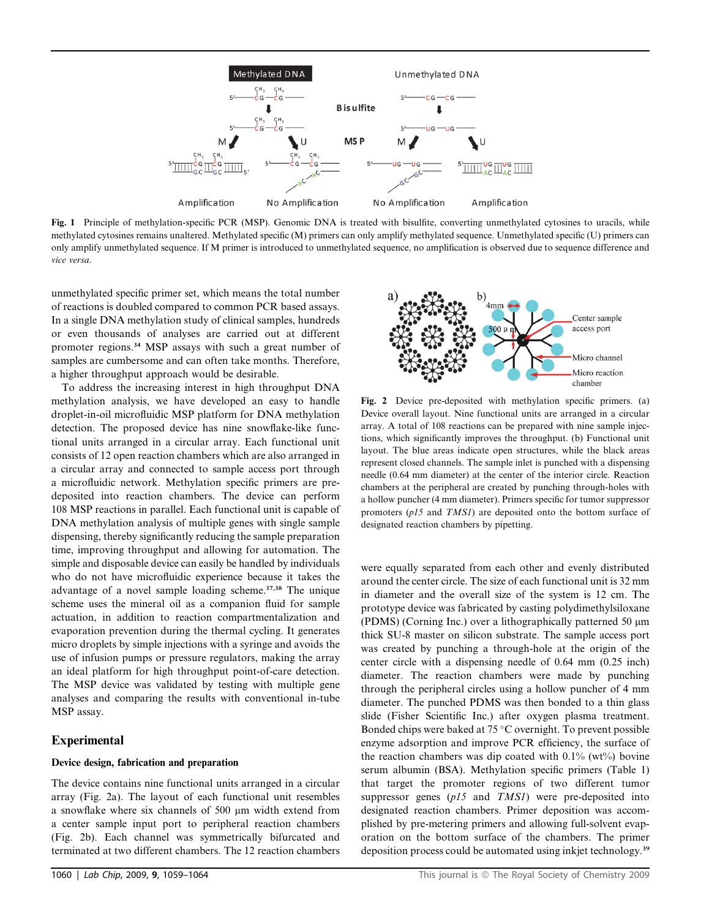Methylated DNA

Unmethylated DNA

Bisulfite

MSP

M

U

M

U

Amplification

No Amplification

No Amplification

Amplification

**Fig. 1** Principle of methylation-specific PCR (MSP). Genomic DNA is treated with bisulfite, converting unmethylated cytosines to uracils, while methylated cytosines remains unaltered. Methylated specific (M) primers can only amplify methylated sequence. Unmethylated specific (U) primers can only amplify unmethylated sequence. If M primer is introduced to unmethylated sequence, no amplification is observed due to sequence difference and *vice versa*.

unmethylated specific primer set, which means the total number of reactions is doubled compared to common PCR based assays. In a single DNA methylation study of clinical samples, hundreds or even thousands of analyses are carried out at different promoter regions.[34] MSP assays with such a great number of samples are cumbersome and can often take months. Therefore, a higher throughput approach would be desirable.

To address the increasing interest in high throughput DNA methylation analysis, we have developed an easy to handle droplet-in-oil microfluidic MSP platform for DNA methylation detection. The proposed device has nine snowflake-like functional units arranged in a circular array. Each functional unit consists of 12 open reaction chambers which are also arranged in a circular array and connected to sample access port through a microfluidic network. Methylation specific primers are pre-deposited into reaction chambers. The device can perform 108 MSP reactions in parallel. Each functional unit is capable of DNA methylation analysis of multiple genes with single sample dispensing, thereby significantly reducing the sample preparation time, improving throughput and allowing for automation. The simple and disposable device can easily be handled by individuals who do not have microfluidic experience because it takes the advantage of a novel sample loading scheme.[37,38] The unique scheme uses the mineral oil as a companion fluid for sample actuation, in addition to reaction compartmentalization and evaporation prevention during the thermal cycling. It generates micro droplets by simple injections with a syringe and avoids the use of infusion pumps or pressure regulators, making the array an ideal platform for high throughput point-of-care detection. The MSP device was validated by testing with multiple gene analyses and comparing the results with conventional in-tube MSP assay.

a)

b)

4mm

500 µm

Center sample access port

Micro channel

Micro reaction chamber

**Fig. 2** Device pre-deposited with methylation specific primers. (a) Device overall layout. Nine functional units are arranged in a circular array. A total of 108 reactions can be prepared with nine sample injections, which significantly improves the throughput. (b) Functional unit layout. The blue areas indicate open structures, while the black areas represent closed channels. The sample inlet is punched with a dispensing needle (0.64 mm diameter) at the center of the interior circle. Reaction chambers at the peripheral are created by punching through-holes with a hollow puncher (4 mm diameter). Primers specific for tumor suppressor promoters (*p15* and *TMS1*) are deposited onto the bottom surface of designated reaction chambers by pipetting.

## Experimental

### Device design, fabrication and preparation

The device contains nine functional units arranged in a circular array (Fig. 2a). The layout of each functional unit resembles a snowflake where six channels of 500 µm width extend from a center sample input port to peripheral reaction chambers (Fig. 2b). Each channel was symmetrically bifurcated and terminated at two different chambers. The 12 reaction chambers were equally separated from each other and evenly distributed around the center circle. The size of each functional unit is 32 mm in diameter and the overall size of the system is 12 cm. The prototype device was fabricated by casting polydimethylsiloxane (PDMS) (Corning Inc.) over a lithographically patterned 50 µm thick SU-8 master on silicon substrate. The sample access port was created by punching a through-hole at the origin of the center circle with a dispensing needle of 0.64 mm (0.25 inch) diameter. The reaction chambers were made by punching through the peripheral circles using a hollow puncher of 4 mm diameter. The punched PDMS was then bonded to a thin glass slide (Fisher Scientific Inc.) after oxygen plasma treatment. Bonded chips were baked at 75 °C overnight. To prevent possible enzyme adsorption and improve PCR efficiency, the surface of the reaction chambers was dip coated with 0.1% (wt%) bovine serum albumin (BSA). Methylation specific primers (Table 1) that target the promoter regions of two different tumor suppressor genes (*p15* and *TMS1*) were pre-deposited into designated reaction chambers. Primer deposition was accomplished by pre-metering primers and allowing full-solvent evaporation on the bottom surface of the chambers. The primer deposition process could be automated using inkjet technology.[39]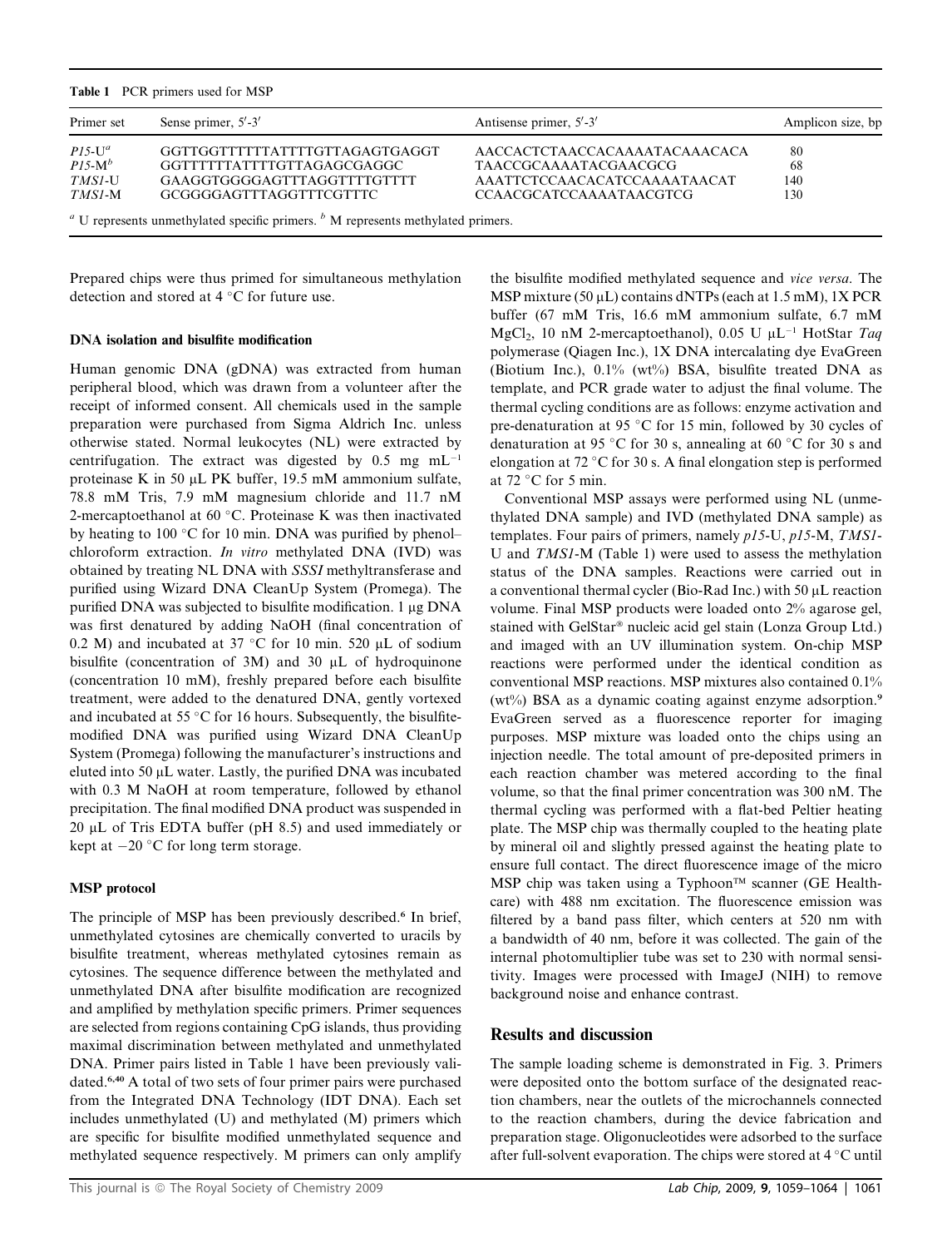**Table 1** PCR primers used for MSP

| Primer set | Sense primer, 5′-3′ | Antisense primer, 5′-3′ | Amplicon size, bp |
| --- | --- | --- | --- |
| *P15*-U[a] | GGTTGGTTTTTTATTTTGTTAGAGTGAGGT | AACCACTCTAACCACAAAATACAAACACA | 80 |
| *P15*-M[b] | GGTTTTTTATTTTGTTAGAGCGAGGC | TAACCGCAAAATACGAACGCG | 68 |
| *TMS1*-U | GAAGGTGGGGAGTTTAGGTTTTGTTTT | AAATTCTCCAACACATCCAAAATAACAT | 140 |
| *TMS1*-M | GCGGGGAGTTTAGGTTTCGTTTC | CCAACGCATCCAAAATAACGTCG | 130 |

[a] U represents unmethylated specific primers. [b] M represents methylated primers.

Prepared chips were thus primed for simultaneous methylation detection and stored at 4 °C for future use.

### DNA isolation and bisulfite modification

Human genomic DNA (gDNA) was extracted from human peripheral blood, which was drawn from a volunteer after the receipt of informed consent. All chemicals used in the sample preparation were purchased from Sigma Aldrich Inc. unless otherwise stated. Normal leukocytes (NL) were extracted by centrifugation. The extract was digested by 0.5 mg $mL^{-1}$ proteinase K in 50 μL PK buffer, 19.5 mM ammonium sulfate, 78.8 mM Tris, 7.9 mM magnesium chloride and 11.7 nM 2-mercaptoethanol at 60 °C. Proteinase K was then inactivated by heating to 100 °C for 10 min. DNA was purified by phenol–chloroform extraction. *In vitro* methylated DNA (IVD) was obtained by treating NL DNA with *SSSI* methyltransferase and purified using Wizard DNA CleanUp System (Promega). The purified DNA was subjected to bisulfite modification. 1 μg DNA was first denatured by adding NaOH (final concentration of 0.2 M) and incubated at 37 °C for 10 min. 520 μL of sodium bisulfite (concentration of 3M) and 30 μL of hydroquinone (concentration 10 mM), freshly prepared before each bisulfite treatment, were added to the denatured DNA, gently vortexed and incubated at 55 °C for 16 hours. Subsequently, the bisulfite-modified DNA was purified using Wizard DNA CleanUp System (Promega) following the manufacturer's instructions and eluted into 50 μL water. Lastly, the purified DNA was incubated with 0.3 M NaOH at room temperature, followed by ethanol precipitation. The final modified DNA product was suspended in 20 μL of Tris EDTA buffer (pH 8.5) and used immediately or kept at −20 °C for long term storage.

### MSP protocol

The principle of MSP has been previously described.[6] In brief, unmethylated cytosines are chemically converted to uracils by bisulfite treatment, whereas methylated cytosines remain as cytosines. The sequence difference between the methylated and unmethylated DNA after bisulfite modification are recognized and amplified by methylation specific primers. Primer sequences are selected from regions containing CpG islands, thus providing maximal discrimination between methylated and unmethylated DNA. Primer pairs listed in Table 1 have been previously validated.[6,40] A total of two sets of four primer pairs were purchased from the Integrated DNA Technology (IDT DNA). Each set includes unmethylated (U) and methylated (M) primers which are specific for bisulfite modified unmethylated sequence and methylated sequence respectively. M primers can only amplify the bisulfite modified methylated sequence and *vice versa*. The MSP mixture (50 μL) contains dNTPs (each at 1.5 mM), 1X PCR buffer (67 mM Tris, 16.6 mM ammonium sulfate, 6.7 mM $MgCl_2$, 10 nM 2-mercaptoethanol), 0.05 U $\mu L^{-1}$ HotStar *Taq* polymerase (Qiagen Inc.), 1X DNA intercalating dye EvaGreen (Biotium Inc.), 0.1% (wt%) BSA, bisulfite treated DNA as template, and PCR grade water to adjust the final volume. The thermal cycling conditions are as follows: enzyme activation and pre-denaturation at 95 °C for 15 min, followed by 30 cycles of denaturation at 95 °C for 30 s, annealing at 60 °C for 30 s and elongation at 72 °C for 30 s. A final elongation step is performed at 72 °C for 5 min.

Conventional MSP assays were performed using NL (unmethylated DNA sample) and IVD (methylated DNA sample) as templates. Four pairs of primers, namely *p15*-U, *p15*-M, *TMS1*-U and *TMS1*-M (Table 1) were used to assess the methylation status of the DNA samples. Reactions were carried out in a conventional thermal cycler (Bio-Rad Inc.) with 50 μL reaction volume. Final MSP products were loaded onto 2% agarose gel, stained with GelStar® nucleic acid gel stain (Lonza Group Ltd.) and imaged with an UV illumination system. On-chip MSP reactions were performed under the identical condition as conventional MSP reactions. MSP mixtures also contained 0.1% (wt%) BSA as a dynamic coating against enzyme adsorption.[9] EvaGreen served as a fluorescence reporter for imaging purposes. MSP mixture was loaded onto the chips using an injection needle. The total amount of pre-deposited primers in each reaction chamber was metered according to the final volume, so that the final primer concentration was 300 nM. The thermal cycling was performed with a flat-bed Peltier heating plate. The MSP chip was thermally coupled to the heating plate by mineral oil and slightly pressed against the heating plate to ensure full contact. The direct fluorescence image of the micro MSP chip was taken using a Typhoon™ scanner (GE Healthcare) with 488 nm excitation. The fluorescence emission was filtered by a band pass filter, which centers at 520 nm with a bandwidth of 40 nm, before it was collected. The gain of the internal photomultiplier tube was set to 230 with normal sensitivity. Images were processed with ImageJ (NIH) to remove background noise and enhance contrast.

## Results and discussion

The sample loading scheme is demonstrated in Fig. 3. Primers were deposited onto the bottom surface of the designated reaction chambers, near the outlets of the microchannels connected to the reaction chambers, during the device fabrication and preparation stage. Oligonucleotides were adsorbed to the surface after full-solvent evaporation. The chips were stored at 4 °C until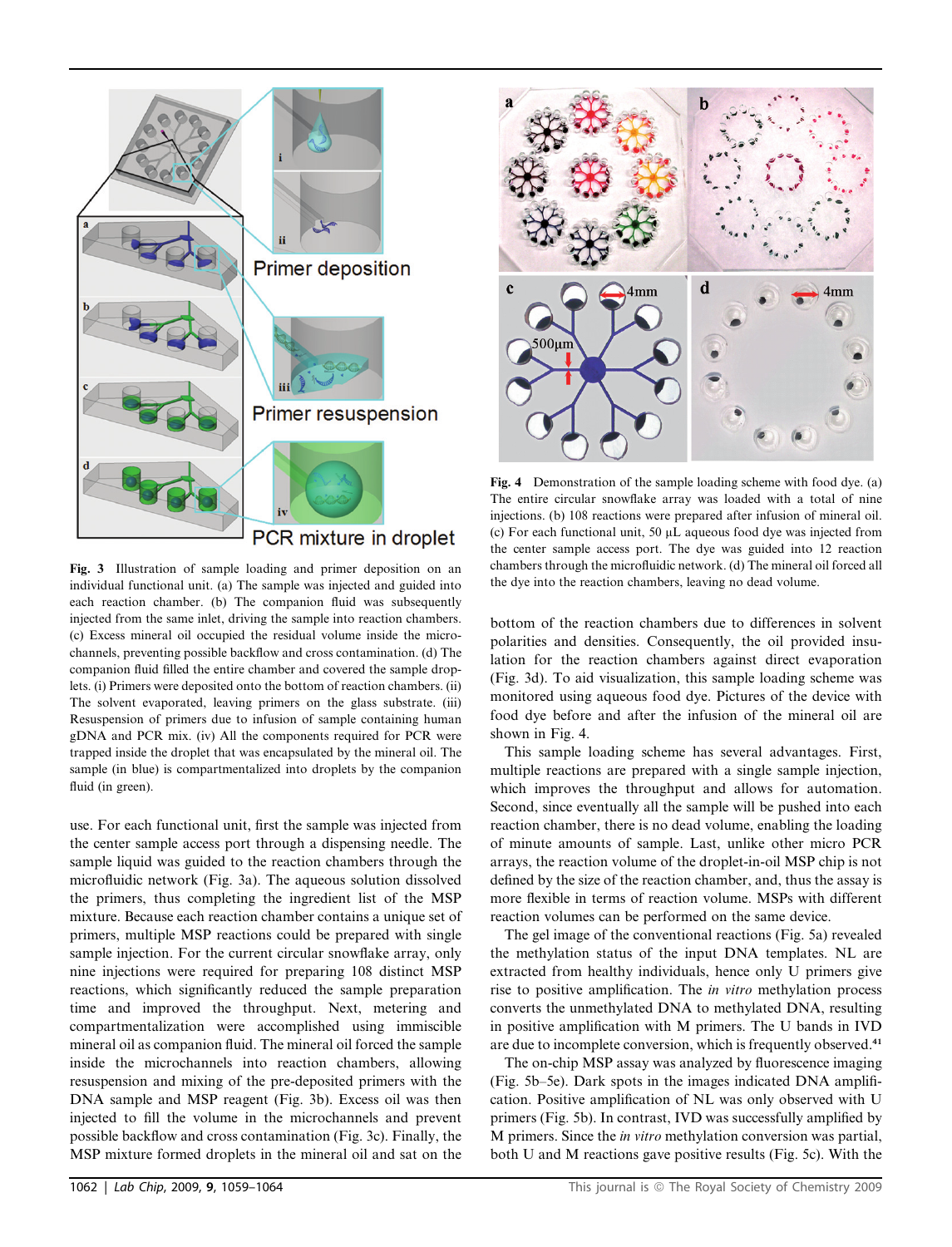**Fig. 3** Illustration of sample loading and primer deposition on an individual functional unit. (a) The sample was injected and guided into each reaction chamber. (b) The companion fluid was subsequently injected from the same inlet, driving the sample into reaction chambers. (c) Excess mineral oil occupied the residual volume inside the microchannels, preventing possible backflow and cross contamination. (d) The companion fluid filled the entire chamber and covered the sample droplets. (i) Primers were deposited onto the bottom of reaction chambers. (ii) The solvent evaporated, leaving primers on the glass substrate. (iii) Resuspension of primers due to infusion of sample containing human gDNA and PCR mix. (iv) All the components required for PCR were trapped inside the droplet that was encapsulated by the mineral oil. The sample (in blue) is compartmentalized into droplets by the companion fluid (in green).

**Fig. 4** Demonstration of the sample loading scheme with food dye. (a) The entire circular snowflake array was loaded with a total of nine injections. (b) 108 reactions were prepared after infusion of mineral oil. (c) For each functional unit, 50 μL aqueous food dye was injected from the center sample access port. The dye was guided into 12 reaction chambers through the microfluidic network. (d) The mineral oil forced all the dye into the reaction chambers, leaving no dead volume.

use. For each functional unit, first the sample was injected from the center sample access port through a dispensing needle. The sample liquid was guided to the reaction chambers through the microfluidic network (Fig. 3a). The aqueous solution dissolved the primers, thus completing the ingredient list of the MSP mixture. Because each reaction chamber contains a unique set of primers, multiple MSP reactions could be prepared with single sample injection. For the current circular snowflake array, only nine injections were required for preparing 108 distinct MSP reactions, which significantly reduced the sample preparation time and improved the throughput. Next, metering and compartmentalization were accomplished using immiscible mineral oil as companion fluid. The mineral oil forced the sample inside the microchannels into reaction chambers, allowing resuspension and mixing of the pre-deposited primers with the DNA sample and MSP reagent (Fig. 3b). Excess oil was then injected to fill the volume in the microchannels and prevent possible backflow and cross contamination (Fig. 3c). Finally, the MSP mixture formed droplets in the mineral oil and sat on the bottom of the reaction chambers due to differences in solvent polarities and densities. Consequently, the oil provided insulation for the reaction chambers against direct evaporation (Fig. 3d). To aid visualization, this sample loading scheme was monitored using aqueous food dye. Pictures of the device with food dye before and after the infusion of the mineral oil are shown in Fig. 4.

This sample loading scheme has several advantages. First, multiple reactions are prepared with a single sample injection, which improves the throughput and allows for automation. Second, since eventually all the sample will be pushed into each reaction chamber, there is no dead volume, enabling the loading of minute amounts of sample. Last, unlike other micro PCR arrays, the reaction volume of the droplet-in-oil MSP chip is not defined by the size of the reaction chamber, and, thus the assay is more flexible in terms of reaction volume. MSPs with different reaction volumes can be performed on the same device.

The gel image of the conventional reactions (Fig. 5a) revealed the methylation status of the input DNA templates. NL are extracted from healthy individuals, hence only U primers give rise to positive amplification. The *in vitro* methylation process converts the unmethylated DNA to methylated DNA, resulting in positive amplification with M primers. The U bands in IVD are due to incomplete conversion, which is frequently observed.[41]

The on-chip MSP assay was analyzed by fluorescence imaging (Fig. 5b–5e). Dark spots in the images indicated DNA amplification. Positive amplification of NL was only observed with U primers (Fig. 5b). In contrast, IVD was successfully amplified by M primers. Since the *in vitro* methylation conversion was partial, both U and M reactions gave positive results (Fig. 5c). With the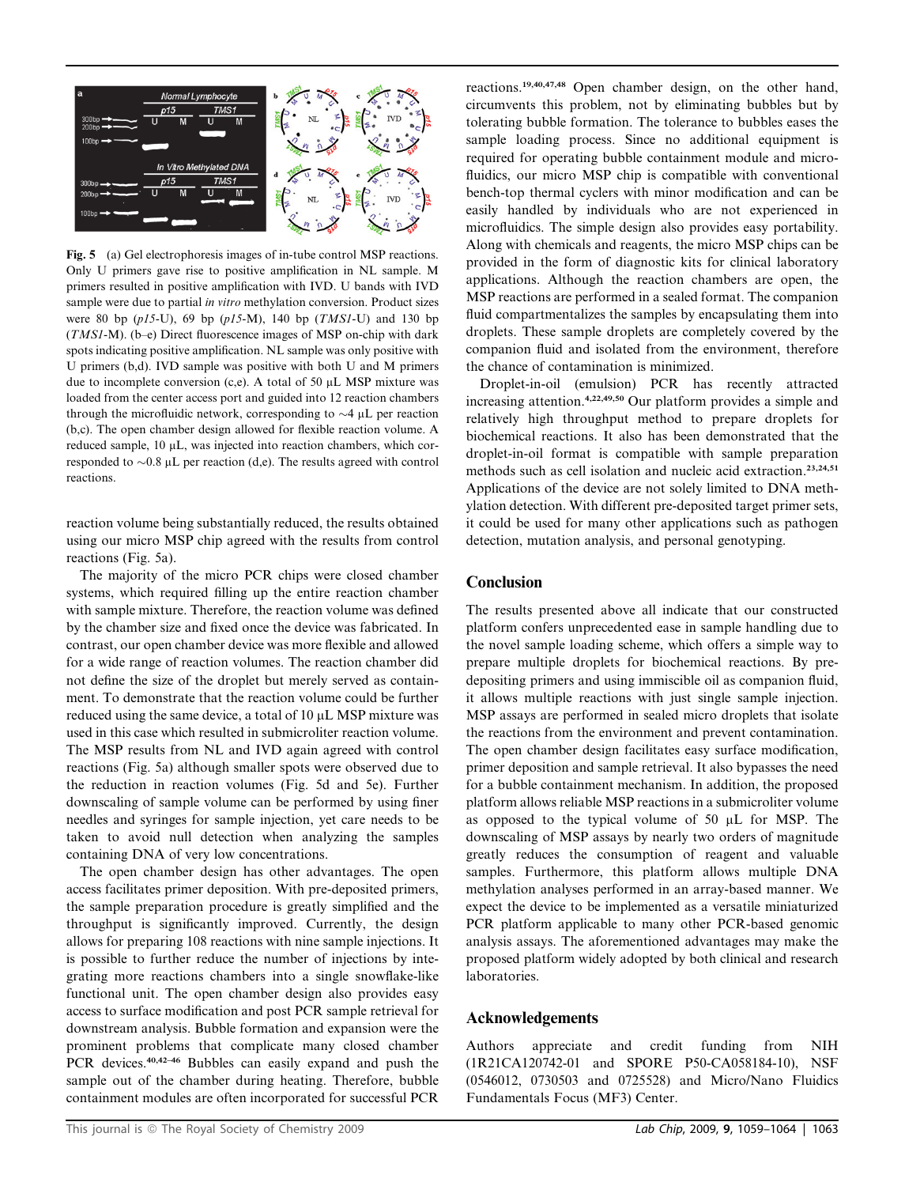Normal Lymphocyte

p15 TMS1

U M U M

300bp
200bp
100bp

In Vitro Methylated DNA

p15 TMS1

U M U M

300bp
200bp
100bp

NL

IVD

NL

IVD

**Fig. 5** (a) Gel electrophoresis images of in-tube control MSP reactions. Only U primers gave rise to positive amplification in NL sample. M primers resulted in positive amplification with IVD. U bands with IVD sample were due to partial *in vitro* methylation conversion. Product sizes were 80 bp (*p15*-U), 69 bp (*p15*-M), 140 bp (*TMS1*-U) and 130 bp (*TMS1*-M). (b–e) Direct fluorescence images of MSP on-chip with dark spots indicating positive amplification. NL sample was only positive with U primers (b,d). IVD sample was positive with both U and M primers due to incomplete conversion (c,e). A total of 50 μL MSP mixture was loaded from the center access port and guided into 12 reaction chambers through the microfluidic network, corresponding to ~4 μL per reaction (b,c). The open chamber design allowed for flexible reaction volume. A reduced sample, 10 μL, was injected into reaction chambers, which corresponded to ~0.8 μL per reaction (d,e). The results agreed with control reactions.

reaction volume being substantially reduced, the results obtained using our micro MSP chip agreed with the results from control reactions (Fig. 5a).

The majority of the micro PCR chips were closed chamber systems, which required filling up the entire reaction chamber with sample mixture. Therefore, the reaction volume was defined by the chamber size and fixed once the device was fabricated. In contrast, our open chamber device was more flexible and allowed for a wide range of reaction volumes. The reaction chamber did not define the size of the droplet but merely served as containment. To demonstrate that the reaction volume could be further reduced using the same device, a total of 10 μL MSP mixture was used in this case which resulted in submicroliter reaction volume. The MSP results from NL and IVD again agreed with control reactions (Fig. 5a) although smaller spots were observed due to the reduction in reaction volumes (Fig. 5d and 5e). Further downscaling of sample volume can be performed by using finer needles and syringes for sample injection, yet care needs to be taken to avoid null detection when analyzing the samples containing DNA of very low concentrations.

The open chamber design has other advantages. The open access facilitates primer deposition. With pre-deposited primers, the sample preparation procedure is greatly simplified and the throughput is significantly improved. Currently, the design allows for preparing 108 reactions with nine sample injections. It is possible to further reduce the number of injections by integrating more reactions chambers into a single snowflake-like functional unit. The open chamber design also provides easy access to surface modification and post PCR sample retrieval for downstream analysis. Bubble formation and expansion were the prominent problems that complicate many closed chamber PCR devices.[40,42–46] Bubbles can easily expand and push the sample out of the chamber during heating. Therefore, bubble containment modules are often incorporated for successful PCR reactions.[19,40,47,48] Open chamber design, on the other hand, circumvents this problem, not by eliminating bubbles but by tolerating bubble formation. The tolerance to bubbles eases the sample loading process. Since no additional equipment is required for operating bubble containment module and microfluidics, our micro MSP chip is compatible with conventional bench-top thermal cyclers with minor modification and can be easily handled by individuals who are not experienced in microfluidics. The simple design also provides easy portability. Along with chemicals and reagents, the micro MSP chips can be provided in the form of diagnostic kits for clinical laboratory applications. Although the reaction chambers are open, the MSP reactions are performed in a sealed format. The companion fluid compartmentalizes the samples by encapsulating them into droplets. These sample droplets are completely covered by the companion fluid and isolated from the environment, therefore the chance of contamination is minimized.

Droplet-in-oil (emulsion) PCR has recently attracted increasing attention.[4,22,49,50] Our platform provides a simple and relatively high throughput method to prepare droplets for biochemical reactions. It also has been demonstrated that the droplet-in-oil format is compatible with sample preparation methods such as cell isolation and nucleic acid extraction.[23,24,51] Applications of the device are not solely limited to DNA methylation detection. With different pre-deposited target primer sets, it could be used for many other applications such as pathogen detection, mutation analysis, and personal genotyping.

## Conclusion

The results presented above all indicate that our constructed platform confers unprecedented ease in sample handling due to the novel sample loading scheme, which offers a simple way to prepare multiple droplets for biochemical reactions. By pre-depositing primers and using immiscible oil as companion fluid, it allows multiple reactions with just single sample injection. MSP assays are performed in sealed micro droplets that isolate the reactions from the environment and prevent contamination. The open chamber design facilitates easy surface modification, primer deposition and sample retrieval. It also bypasses the need for a bubble containment mechanism. In addition, the proposed platform allows reliable MSP reactions in a submicroliter volume as opposed to the typical volume of 50 μL for MSP. The downscaling of MSP assays by nearly two orders of magnitude greatly reduces the consumption of reagent and valuable samples. Furthermore, this platform allows multiple DNA methylation analyses performed in an array-based manner. We expect the device to be implemented as a versatile miniaturized PCR platform applicable to many other PCR-based genomic analysis assays. The aforementioned advantages may make the proposed platform widely adopted by both clinical and research laboratories.

## Acknowledgements

Authors appreciate and credit funding from NIH (1R21CA120742-01 and SPORE P50-CA058184-10), NSF (0546012, 0730503 and 0725528) and Micro/Nano Fluidics Fundamentals Focus (MF3) Center.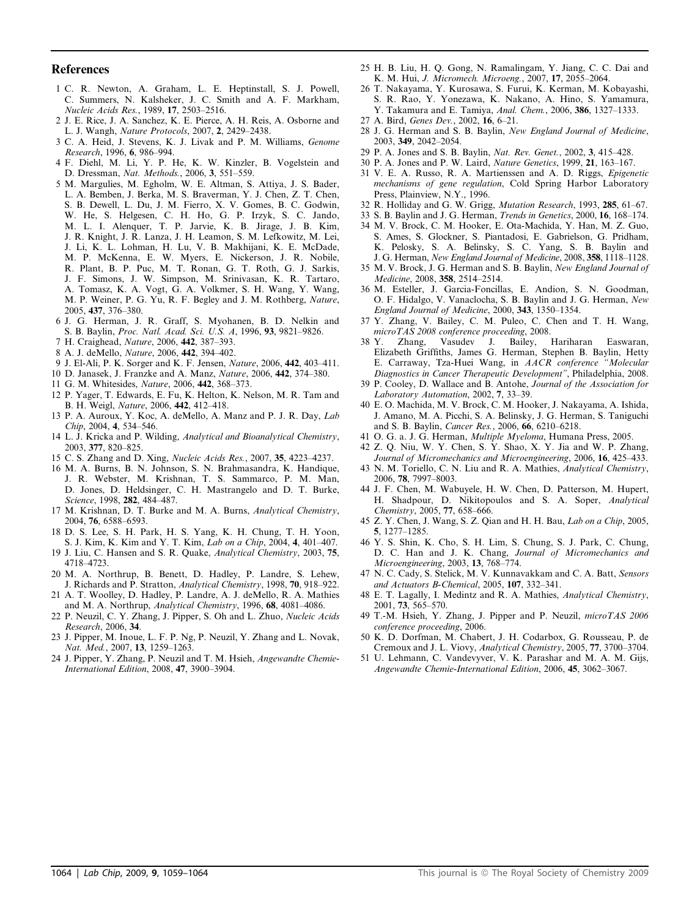## References

1 C. R. Newton, A. Graham, L. E. Heptinstall, S. J. Powell, C. Summers, N. Kalsheker, J. C. Smith and A. F. Markham, *Nucleic Acids Res.*, 1989, **17**, 2503–2516.
2 J. E. Rice, J. A. Sanchez, K. E. Pierce, A. H. Reis, A. Osborne and L. J. Wangh, *Nature Protocols*, 2007, **2**, 2429–2438.
3 C. A. Heid, J. Stevens, K. J. Livak and P. M. Williams, *Genome Research*, 1996, **6**, 986–994.
4 F. Diehl, M. Li, Y. P. He, K. W. Kinzler, B. Vogelstein and D. Dressman, *Nat. Methods.*, 2006, **3**, 551–559.
5 M. Margulies, M. Egholm, W. E. Altman, S. Attiya, J. S. Bader, L. A. Bemben, J. Berka, M. S. Braverman, Y. J. Chen, Z. T. Chen, S. B. Dewell, L. Du, J. M. Fierro, X. V. Gomes, B. C. Godwin, W. He, S. Helgesen, C. H. Ho, G. P. Irzyk, S. C. Jando, M. L. I. Alenquer, T. P. Jarvie, K. B. Jirage, J. B. Kim, J. R. Knight, J. R. Lanza, J. H. Leamon, S. M. Lefkowitz, M. Lei, J. Li, K. L. Lohman, H. Lu, V. B. Makhijani, K. E. McDade, M. P. McKenna, E. W. Myers, E. Nickerson, J. R. Nobile, R. Plant, B. P. Puc, M. T. Ronan, G. T. Roth, G. J. Sarkis, J. F. Simons, J. W. Simpson, M. Srinivasan, K. R. Tartaro, A. Tomasz, K. A. Vogt, G. A. Volkmer, S. H. Wang, Y. Wang, M. P. Weiner, P. G. Yu, R. F. Begley and J. M. Rothberg, *Nature*, 2005, **437**, 376–380.
6 J. G. Herman, J. R. Graff, S. Myohanen, B. D. Nelkin and S. B. Baylin, *Proc. Natl. Acad. Sci. U.S. A*, 1996, **93**, 9821–9826.
7 H. Craighead, *Nature*, 2006, **442**, 387–393.
8 A. J. deMello, *Nature*, 2006, **442**, 394–402.
9 J. El-Ali, P. K. Sorger and K. F. Jensen, *Nature*, 2006, **442**, 403–411.
10 D. Janasek, J. Franzke and A. Manz, *Nature*, 2006, **442**, 374–380.
11 G. M. Whitesides, *Nature*, 2006, **442**, 368–373.
12 P. Yager, T. Edwards, E. Fu, K. Helton, K. Nelson, M. R. Tam and B. H. Weigl, *Nature*, 2006, **442**, 412–418.
13 P. A. Auroux, Y. Koc, A. deMello, A. Manz and P. J. R. Day, *Lab Chip*, 2004, **4**, 534–546.
14 L. J. Kricka and P. Wilding, *Analytical and Bioanalytical Chemistry*, 2003, **377**, 820–825.
15 C. S. Zhang and D. Xing, *Nucleic Acids Res.*, 2007, **35**, 4223–4237.
16 M. A. Burns, B. N. Johnson, S. N. Brahmasandra, K. Handique, J. R. Webster, M. Krishnan, T. S. Sammarco, P. M. Man, D. Jones, D. Heldsinger, C. H. Mastrangelo and D. T. Burke, *Science*, 1998, **282**, 484–487.
17 M. Krishnan, D. T. Burke and M. A. Burns, *Analytical Chemistry*, 2004, **76**, 6588–6593.
18 D. S. Lee, S. H. Park, H. S. Yang, K. H. Chung, T. H. Yoon, S. J. Kim, K. Kim and Y. T. Kim, *Lab on a Chip*, 2004, **4**, 401–407.
19 J. Liu, C. Hansen and S. R. Quake, *Analytical Chemistry*, 2003, **75**, 4718–4723.
20 M. A. Northrup, B. Benett, D. Hadley, P. Landre, S. Lehew, J. Richards and P. Stratton, *Analytical Chemistry*, 1998, **70**, 918–922.
21 A. T. Woolley, D. Hadley, P. Landre, A. J. deMello, R. A. Mathies and M. A. Northrup, *Analytical Chemistry*, 1996, **68**, 4081–4086.
22 P. Neuzil, C. Y. Zhang, J. Pipper, S. Oh and L. Zhuo, *Nucleic Acids Research*, 2006, **34**.
23 J. Pipper, M. Inoue, L. F. P. Ng, P. Neuzil, Y. Zhang and L. Novak, *Nat. Med.*, 2007, **13**, 1259–1263.
24 J. Pipper, Y. Zhang, P. Neuzil and T. M. Hsieh, *Angewandte Chemie-International Edition*, 2008, **47**, 3900–3904.
25 H. B. Liu, H. Q. Gong, N. Ramalingam, Y. Jiang, C. C. Dai and K. M. Hui, *J. Micromech. Microeng.*, 2007, **17**, 2055–2064.
26 T. Nakayama, Y. Kurosawa, S. Furui, K. Kerman, M. Kobayashi, S. R. Rao, Y. Yonezawa, K. Nakano, A. Hino, S. Yamamura, Y. Takamura and E. Tamiya, *Anal. Chem.*, 2006, **386**, 1327–1333.
27 A. Bird, *Genes Dev.*, 2002, **16**, 6–21.
28 J. G. Herman and S. B. Baylin, *New England Journal of Medicine*, 2003, **349**, 2042–2054.
29 P. A. Jones and S. B. Baylin, *Nat. Rev. Genet.*, 2002, **3**, 415–428.
30 P. A. Jones and P. W. Laird, *Nature Genetics*, 1999, **21**, 163–167.
31 V. E. A. Russo, R. A. Martienssen and A. D. Riggs, *Epigenetic mechanisms of gene regulation*, Cold Spring Harbor Laboratory Press, Plainview, N.Y., 1996.
32 R. Holliday and G. W. Grigg, *Mutation Research*, 1993, **285**, 61–67.
33 S. B. Baylin and J. G. Herman, *Trends in Genetics*, 2000, **16**, 168–174.
34 M. V. Brock, C. M. Hooker, E. Ota-Machida, Y. Han, M. Z. Guo, S. Ames, S. Glockner, S. Piantadosi, E. Gabrielson, G. Pridham, K. Pelosky, S. A. Belinsky, S. C. Yang, S. B. Baylin and J. G. Herman, *New England Journal of Medicine*, 2008, **358**, 1118–1128.
35 M. V. Brock, J. G. Herman and S. B. Baylin, *New England Journal of Medicine*, 2008, **358**, 2514–2514.
36 M. Esteller, J. Garcia-Foncillas, E. Andion, S. N. Goodman, O. F. Hidalgo, V. Vanaclocha, S. B. Baylin and J. G. Herman, *New England Journal of Medicine*, 2000, **343**, 1350–1354.
37 Y. Zhang, V. Bailey, C. M. Puleo, C. Chen and T. H. Wang, *microTAS 2008 conference proceeding*, 2008.
38 Y. Zhang, Vasudev J. Bailey, Hariharan Easwaran, Elizabeth Griffiths, James G. Herman, Stephen B. Baylin, Hetty E. Carraway, Tza-Huei Wang, in *AACR conference "Molecular Diagnostics in Cancer Therapeutic Development"*, Philadelphia, 2008.
39 P. Cooley, D. Wallace and B. Antohe, *Journal of the Association for Laboratory Automation*, 2002, **7**, 33–39.
40 E. O. Machida, M. V. Brock, C. M. Hooker, J. Nakayama, A. Ishida, J. Amano, M. A. Picchi, S. A. Belinsky, J. G. Herman, S. Taniguchi and S. B. Baylin, *Cancer Res.*, 2006, **66**, 6210–6218.
41 O. G. a. J. G. Herman, *Multiple Myeloma*, Humana Press, 2005.
42 Z. Q. Niu, W. Y. Chen, S. Y. Shao, X. Y. Jia and W. P. Zhang, *Journal of Micromechanics and Microengineering*, 2006, **16**, 425–433.
43 N. M. Toriello, C. N. Liu and R. A. Mathies, *Analytical Chemistry*, 2006, **78**, 7997–8003.
44 J. F. Chen, M. Wabuyele, H. W. Chen, D. Patterson, M. Hupert, H. Shadpour, D. Nikitopoulos and S. A. Soper, *Analytical Chemistry*, 2005, **77**, 658–666.
45 Z. Y. Chen, J. Wang, S. Z. Qian and H. H. Bau, *Lab on a Chip*, 2005, **5**, 1277–1285.
46 Y. S. Shin, K. Cho, S. H. Lim, S. Chung, S. J. Park, C. Chung, D. C. Han and J. K. Chang, *Journal of Micromechanics and Microengineering*, 2003, **13**, 768–774.
47 N. C. Cady, S. Stelick, M. V. Kunnavakkam and C. A. Batt, *Sensors and Actuators B-Chemical*, 2005, **107**, 332–341.
48 E. T. Lagally, I. Medintz and R. A. Mathies, *Analytical Chemistry*, 2001, **73**, 565–570.
49 T.-M. Hsieh, Y. Zhang, J. Pipper and P. Neuzil, *microTAS 2006 conference proceeding*, 2006.
50 K. D. Dorfman, M. Chabert, J. H. Codarbox, G. Rousseau, P. de Cremoux and J. L. Viovy, *Analytical Chemistry*, 2005, **77**, 3700–3704.
51 U. Lehmann, C. Vandevyver, V. K. Parashar and M. A. M. Gijs, *Angewandte Chemie-International Edition*, 2006, **45**, 3062–3067.